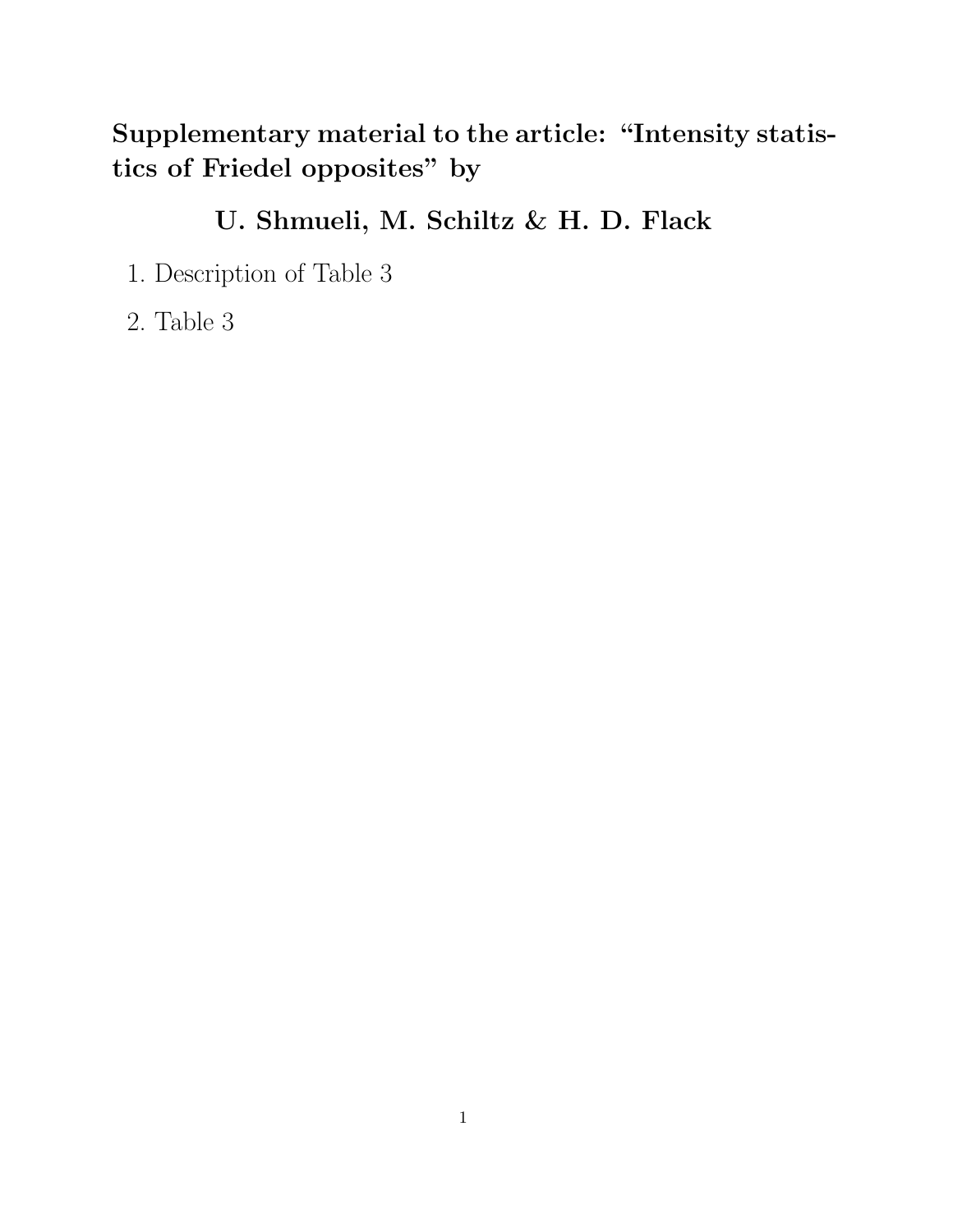**Supplementary material to the article: "Intensity statistics of Friedel opposites" by**

**U. Shmueli, M. Schiltz & H. D. Flack**

1. Description of Table 3
2. Table 3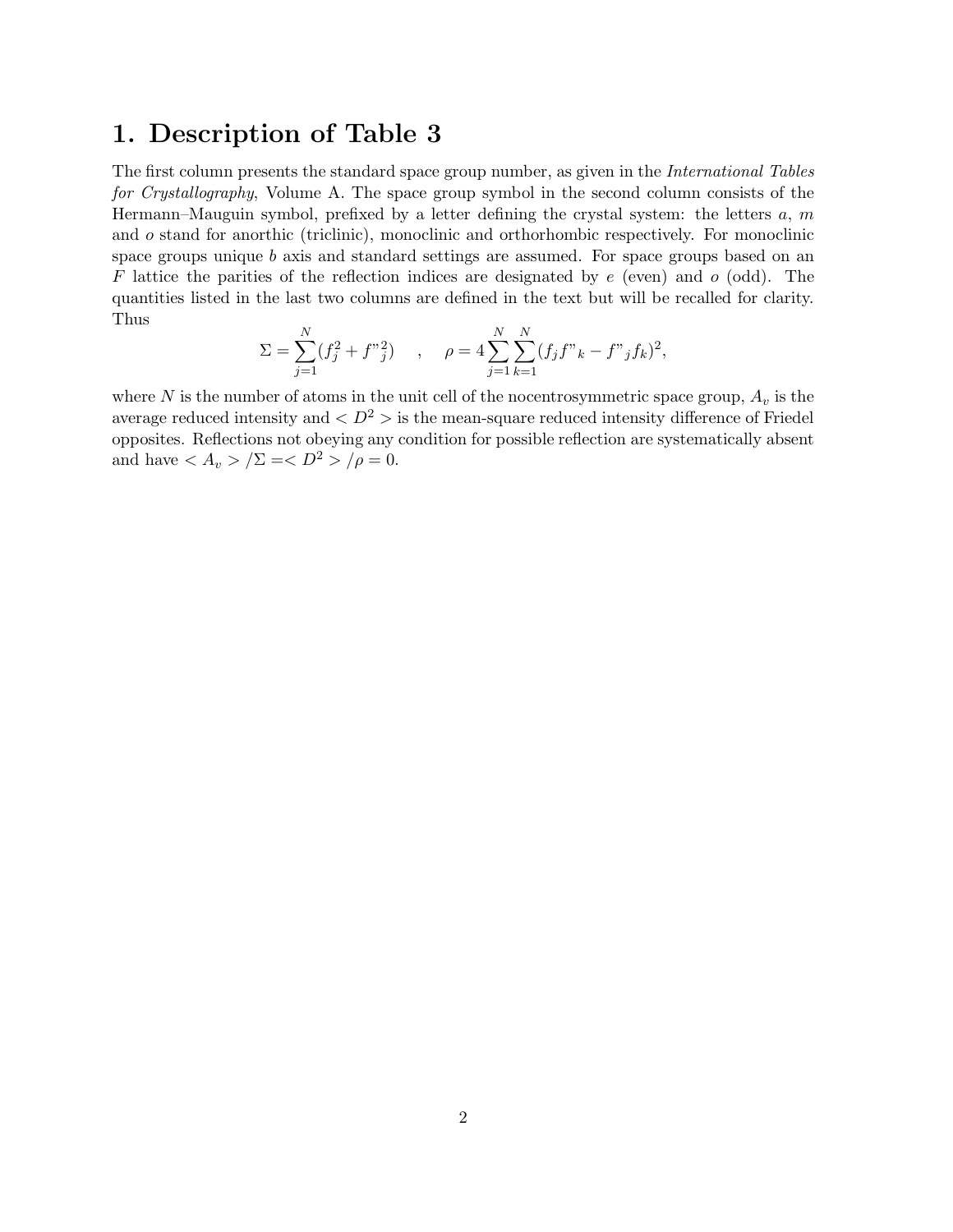# 1. Description of Table 3

The first column presents the standard space group number, as given in the *International Tables for Crystallography*, Volume A. The space group symbol in the second column consists of the Hermann–Mauguin symbol, prefixed by a letter defining the crystal system: the letters $a$, $m$ and $o$ stand for anorthic (triclinic), monoclinic and orthorhombic respectively. For monoclinic space groups unique $b$ axis and standard settings are assumed. For space groups based on an $F$ lattice the parities of the reflection indices are designated by $e$ (even) and $o$ (odd). The quantities listed in the last two columns are defined in the text but will be recalled for clarity. Thus

$$\Sigma = \sum_{j=1}^{N} (f_j^2 + f"_j^2) \quad , \quad \rho = 4 \sum_{j=1}^{N} \sum_{k=1}^{N} (f_j f"_k - f"_j f_k)^2,$$

where $N$ is the number of atoms in the unit cell of the nocentrosymmetric space group, $A_v$ is the average reduced intensity and $< D^2 >$ is the mean-square reduced intensity difference of Friedel opposites. Reflections not obeying any condition for possible reflection are systematically absent and have $< A_v > / \Sigma = < D^2 > / \rho = 0$.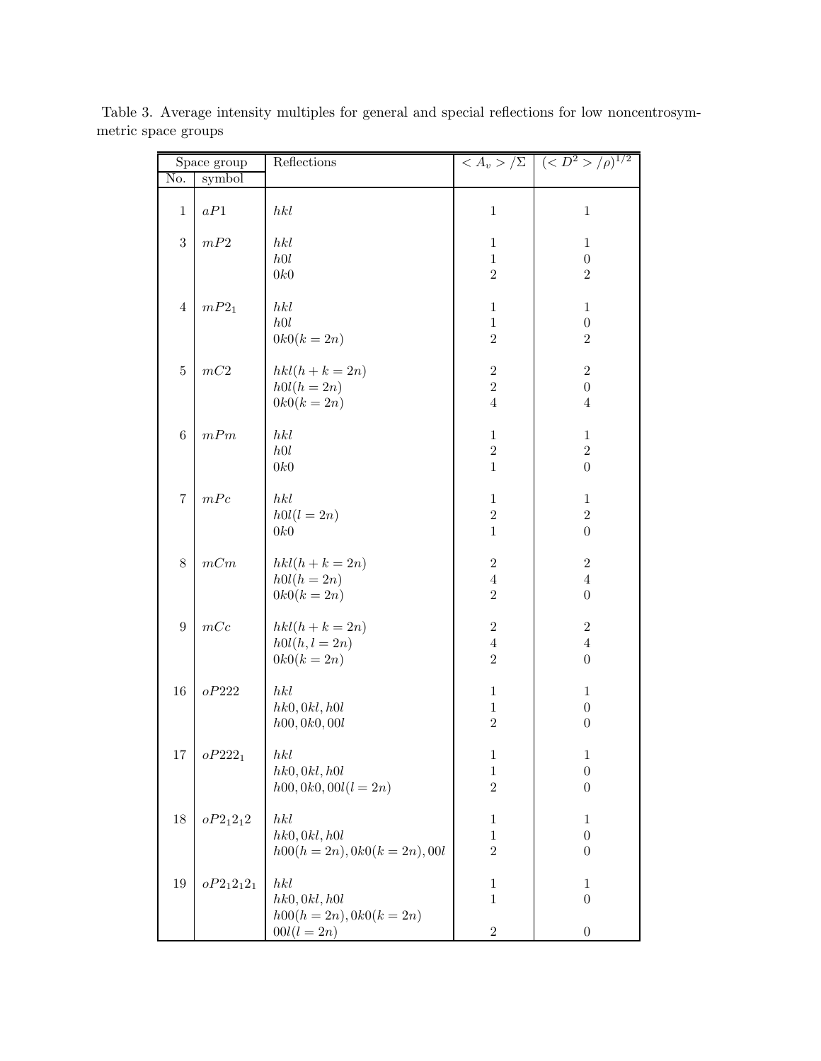Table 3. Average intensity multiples for general and special reflections for low noncentrosymmetric space groups

| Space group | | Reflections | $<A_v>/\Sigma$ | $(<D^2>/\rho)^{1/2}$ |
|---|---|---|---|---|
| No. | symbol | | | |
| 1 | $aP1$ | $hkl$ | 1 | 1 |
| 3 | $mP2$ | $hkl$ | 1 | 1 |
| | | $h0l$ | 1 | 0 |
| | | $0k0$ | 2 | 2 |
| 4 | $mP2_1$ | $hkl$ | 1 | 1 |
| | | $h0l$ | 1 | 0 |
| | | $0k0(k=2n)$ | 2 | 2 |
| 5 | $mC2$ | $hkl(h+k=2n)$ | 2 | 2 |
| | | $h0l(h=2n)$ | 2 | 0 |
| | | $0k0(k=2n)$ | 4 | 4 |
| 6 | $mPm$ | $hkl$ | 1 | 1 |
| | | $h0l$ | 2 | 2 |
| | | $0k0$ | 1 | 0 |
| 7 | $mPc$ | $hkl$ | 1 | 1 |
| | | $h0l(l=2n)$ | 2 | 2 |
| | | $0k0$ | 1 | 0 |
| 8 | $mCm$ | $hkl(h+k=2n)$ | 2 | 2 |
| | | $h0l(h=2n)$ | 4 | 4 |
| | | $0k0(k=2n)$ | 2 | 0 |
| 9 | $mCc$ | $hkl(h+k=2n)$ | 2 | 2 |
| | | $h0l(h,l=2n)$ | 4 | 4 |
| | | $0k0(k=2n)$ | 2 | 0 |
| 16 | $oP222$ | $hkl$ | 1 | 1 |
| | | $hk0, 0kl, h0l$ | 1 | 0 |
| | | $h00, 0k0, 00l$ | 2 | 0 |
| 17 | $oP222_1$ | $hkl$ | 1 | 1 |
| | | $hk0, 0kl, h0l$ | 1 | 0 |
| | | $h00, 0k0, 00l(l=2n)$ | 2 | 0 |
| 18 | $oP2_12_12$ | $hkl$ | 1 | 1 |
| | | $hk0, 0kl, h0l$ | 1 | 0 |
| | | $h00(h=2n), 0k0(k=2n), 00l$ | 2 | 0 |
| 19 | $oP2_12_12_1$ | $hkl$ | 1 | 1 |
| | | $hk0, 0kl, h0l$ | 1 | 0 |
| | | $h00(h=2n), 0k0(k=2n)$ | | |
| | | $00l(l=2n)$ | 2 | 0 |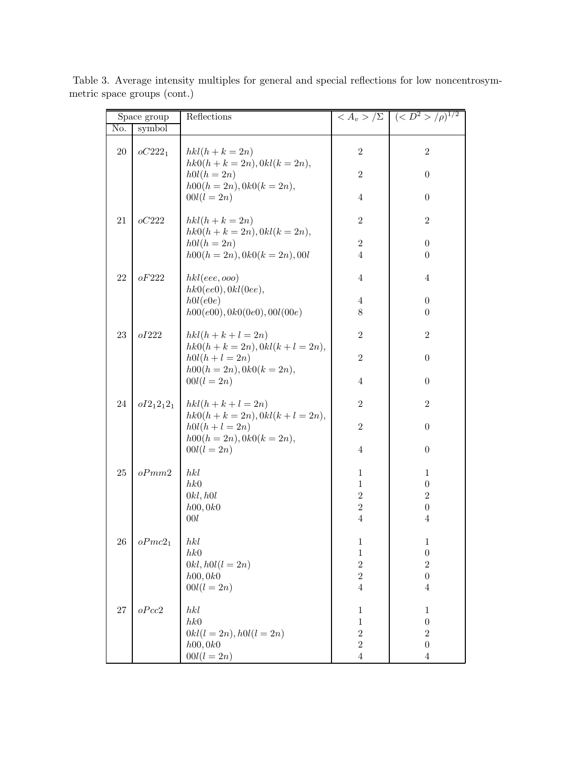Table 3. Average intensity multiples for general and special reflections for low noncentrosymmetric space groups (cont.)

| Space group No. | Space group symbol | Reflections | $<A_v>/\Sigma$ | $(<D^2>/\rho)^{1/2}$ |
|---|---|---|---|---|
| 20 | $oC222_1$ | $hkl(h+k=2n)$ | 2 | 2 |
| | | $hk0(h+k=2n), 0kl(k=2n),$ $h0l(h=2n)$ | 2 | 0 |
| | | $h00(h=2n), 0k0(k=2n),$ $00l(l=2n)$ | 4 | 0 |
| 21 | $oC222$ | $hkl(h+k=2n)$ | 2 | 2 |
| | | $hk0(h+k=2n), 0kl(k=2n),$ $h0l(h=2n)$ | 2 | 0 |
| | | $h00(h=2n), 0k0(k=2n), 00l$ | 4 | 0 |
| 22 | $oF222$ | $hkl(eee, ooo)$ | 4 | 4 |
| | | $hk0(ee0), 0kl(0ee),$ $h0l(e0e)$ | 4 | 0 |
| | | $h00(e00), 0k0(0e0), 00l(00e)$ | 8 | 0 |
| 23 | $oI222$ | $hkl(h+k+l=2n)$ | 2 | 2 |
| | | $hk0(h+k=2n), 0kl(k+l=2n),$ $h0l(h+l=2n)$ | 2 | 0 |
| | | $h00(h=2n), 0k0(k=2n),$ $00l(l=2n)$ | 4 | 0 |
| 24 | $oI2_12_12_1$ | $hkl(h+k+l=2n)$ | 2 | 2 |
| | | $hk0(h+k=2n), 0kl(k+l=2n),$ $h0l(h+l=2n)$ | 2 | 0 |
| | | $h00(h=2n), 0k0(k=2n),$ $00l(l=2n)$ | 4 | 0 |
| 25 | $oPmm2$ | $hkl$ | 1 | 1 |
| | | $hk0$ | 1 | 0 |
| | | $0kl, h0l$ | 2 | 2 |
| | | $h00, 0k0$ | 2 | 0 |
| | | $00l$ | 4 | 4 |
| 26 | $oPmc2_1$ | $hkl$ | 1 | 1 |
| | | $hk0$ | 1 | 0 |
| | | $0kl, h0l(l=2n)$ | 2 | 2 |
| | | $h00, 0k0$ | 2 | 0 |
| | | $00l(l=2n)$ | 4 | 4 |
| 27 | $oPcc2$ | $hkl$ | 1 | 1 |
| | | $hk0$ | 1 | 0 |
| | | $0kl(l=2n), h0l(l=2n)$ | 2 | 2 |
| | | $h00, 0k0$ | 2 | 0 |
| | | $00l(l=2n)$ | 4 | 4 |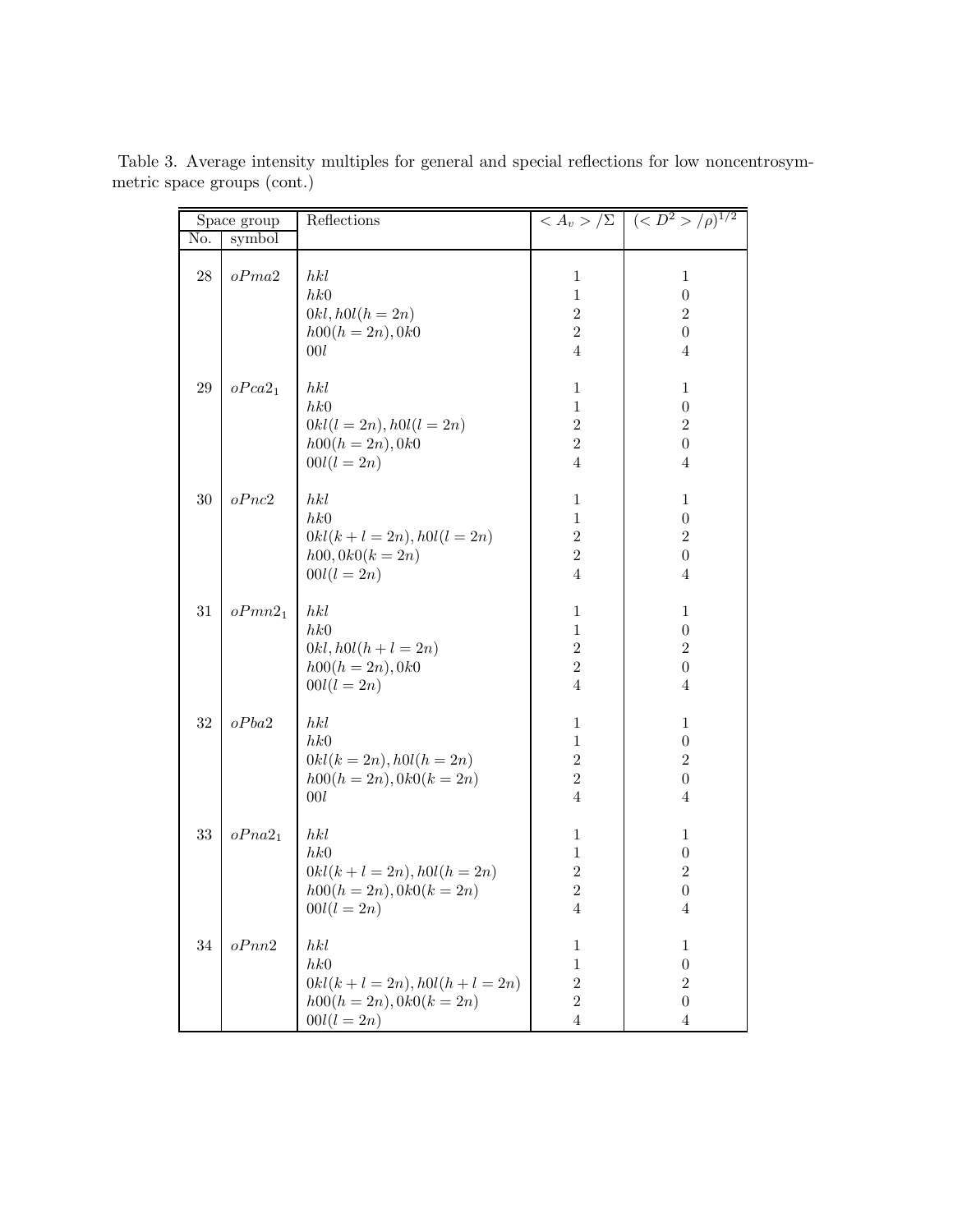Table 3. Average intensity multiples for general and special reflections for low noncentrosymmetric space groups (cont.)

| Space group | | Reflections | $< A_v > /\Sigma$ | $(< D^2 > /\rho)^{1/2}$ |
|---|---|---|---|---|
| No. | symbol | | | |
| 28 | $oPma2$ | $hkl$ | 1 | 1 |
| | | $hk0$ | 1 | 0 |
| | | $0kl, h0l(h=2n)$ | 2 | 2 |
| | | $h00(h=2n), 0k0$ | 2 | 0 |
| | | $00l$ | 4 | 4 |
| 29 | $oPca2_1$ | $hkl$ | 1 | 1 |
| | | $hk0$ | 1 | 0 |
| | | $0kl(l=2n), h0l(l=2n)$ | 2 | 2 |
| | | $h00(h=2n), 0k0$ | 2 | 0 |
| | | $00l(l=2n)$ | 4 | 4 |
| 30 | $oPnc2$ | $hkl$ | 1 | 1 |
| | | $hk0$ | 1 | 0 |
| | | $0kl(k+l=2n), h0l(l=2n)$ | 2 | 2 |
| | | $h00, 0k0(k=2n)$ | 2 | 0 |
| | | $00l(l=2n)$ | 4 | 4 |
| 31 | $oPmn2_1$ | $hkl$ | 1 | 1 |
| | | $hk0$ | 1 | 0 |
| | | $0kl, h0l(h+l=2n)$ | 2 | 2 |
| | | $h00(h=2n), 0k0$ | 2 | 0 |
| | | $00l(l=2n)$ | 4 | 4 |
| 32 | $oPba2$ | $hkl$ | 1 | 1 |
| | | $hk0$ | 1 | 0 |
| | | $0kl(k=2n), h0l(h=2n)$ | 2 | 2 |
| | | $h00(h=2n), 0k0(k=2n)$ | 2 | 0 |
| | | $00l$ | 4 | 4 |
| 33 | $oPna2_1$ | $hkl$ | 1 | 1 |
| | | $hk0$ | 1 | 0 |
| | | $0kl(k+l=2n), h0l(h=2n)$ | 2 | 2 |
| | | $h00(h=2n), 0k0(k=2n)$ | 2 | 0 |
| | | $00l(l=2n)$ | 4 | 4 |
| 34 | $oPnn2$ | $hkl$ | 1 | 1 |
| | | $hk0$ | 1 | 0 |
| | | $0kl(k+l=2n), h0l(h+l=2n)$ | 2 | 2 |
| | | $h00(h=2n), 0k0(k=2n)$ | 2 | 0 |
| | | $00l(l=2n)$ | 4 | 4 |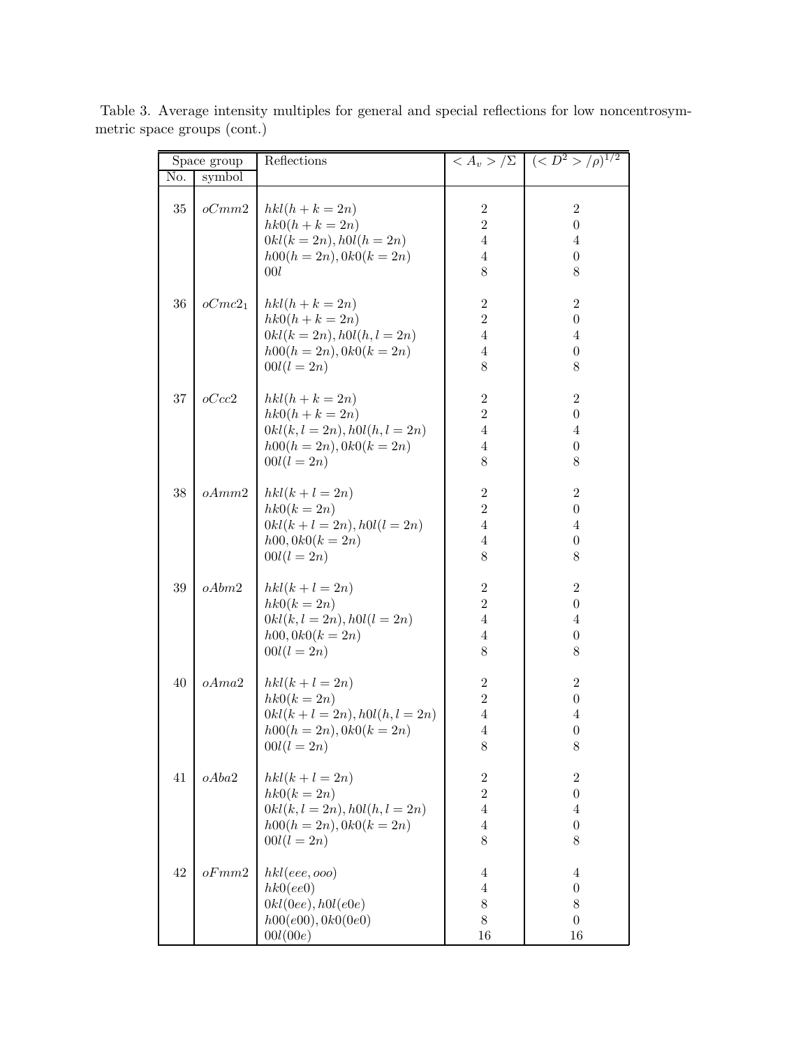Table 3. Average intensity multiples for general and special reflections for low noncentrosymmetric space groups (cont.)

| Space group No. | symbol | Reflections | $<A_v>/\Sigma$ | $(<D^2>/\rho)^{1/2}$ |
|---|---|---|---|---|
| 35 | $oCmm2$ | $hkl(h+k=2n)$ | 2 | 2 |
| | | $hk0(h+k=2n)$ | 2 | 0 |
| | | $0kl(k=2n), h0l(h=2n)$ | 4 | 4 |
| | | $h00(h=2n), 0k0(k=2n)$ | 4 | 0 |
| | | $00l$ | 8 | 8 |
| 36 | $oCmc2_1$ | $hkl(h+k=2n)$ | 2 | 2 |
| | | $hk0(h+k=2n)$ | 2 | 0 |
| | | $0kl(k=2n), h0l(h,l=2n)$ | 4 | 4 |
| | | $h00(h=2n), 0k0(k=2n)$ | 4 | 0 |
| | | $00l(l=2n)$ | 8 | 8 |
| 37 | $oCcc2$ | $hkl(h+k=2n)$ | 2 | 2 |
| | | $hk0(h+k=2n)$ | 2 | 0 |
| | | $0kl(k,l=2n), h0l(h,l=2n)$ | 4 | 4 |
| | | $h00(h=2n), 0k0(k=2n)$ | 4 | 0 |
| | | $00l(l=2n)$ | 8 | 8 |
| 38 | $oAmm2$ | $hkl(k+l=2n)$ | 2 | 2 |
| | | $hk0(k=2n)$ | 2 | 0 |
| | | $0kl(k+l=2n), h0l(l=2n)$ | 4 | 4 |
| | | $h00, 0k0(k=2n)$ | 4 | 0 |
| | | $00l(l=2n)$ | 8 | 8 |
| 39 | $oAbm2$ | $hkl(k+l=2n)$ | 2 | 2 |
| | | $hk0(k=2n)$ | 2 | 0 |
| | | $0kl(k,l=2n), h0l(l=2n)$ | 4 | 4 |
| | | $h00, 0k0(k=2n)$ | 4 | 0 |
| | | $00l(l=2n)$ | 8 | 8 |
| 40 | $oAma2$ | $hkl(k+l=2n)$ | 2 | 2 |
| | | $hk0(k=2n)$ | 2 | 0 |
| | | $0kl(k+l=2n), h0l(h,l=2n)$ | 4 | 4 |
| | | $h00(h=2n), 0k0(k=2n)$ | 4 | 0 |
| | | $00l(l=2n)$ | 8 | 8 |
| 41 | $oAba2$ | $hkl(k+l=2n)$ | 2 | 2 |
| | | $hk0(k=2n)$ | 2 | 0 |
| | | $0kl(k,l=2n), h0l(h,l=2n)$ | 4 | 4 |
| | | $h00(h=2n), 0k0(k=2n)$ | 4 | 0 |
| | | $00l(l=2n)$ | 8 | 8 |
| 42 | $oFmm2$ | $hkl(eee, ooo)$ | 4 | 4 |
| | | $hk0(ee0)$ | 4 | 0 |
| | | $0kl(0ee), h0l(e0e)$ | 8 | 8 |
| | | $h00(e00), 0k0(0e0)$ | 8 | 0 |
| | | $00l(00e)$ | 16 | 16 |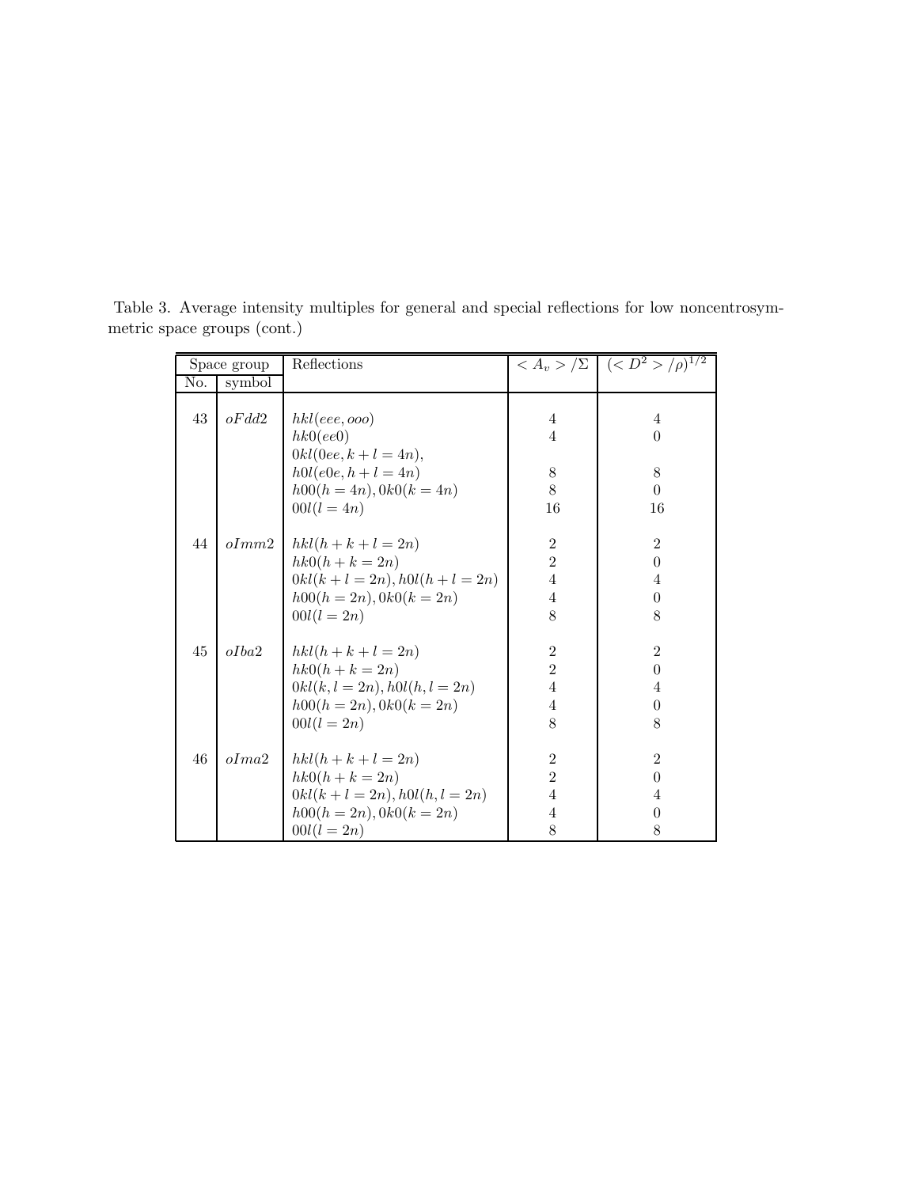Table 3. Average intensity multiples for general and special reflections for low noncentrosymmetric space groups (cont.)

| Space group | | Reflections | $< A_v > / \Sigma$ | $(< D^2 > / \rho)^{1/2}$ |
|---|---|---|---|---|
| No. | symbol | | | |
| 43 | $oFdd2$ | $hkl(eee, ooo)$ | 4 | 4 |
| | | $hk0(ee0)$ | 4 | 0 |
| | | $0kl(0ee, k+l=4n)$, $h0l(e0e, h+l=4n)$ | 8 | 8 |
| | | $h00(h=4n), 0k0(k=4n)$ | 8 | 0 |
| | | $00l(l=4n)$ | 16 | 16 |
| 44 | $oImm2$ | $hkl(h+k+l=2n)$ | 2 | 2 |
| | | $hk0(h+k=2n)$ | 2 | 0 |
| | | $0kl(k+l=2n), h0l(h+l=2n)$ | 4 | 4 |
| | | $h00(h=2n), 0k0(k=2n)$ | 4 | 0 |
| | | $00l(l=2n)$ | 8 | 8 |
| 45 | $oIba2$ | $hkl(h+k+l=2n)$ | 2 | 2 |
| | | $hk0(h+k=2n)$ | 2 | 0 |
| | | $0kl(k, l=2n), h0l(h, l=2n)$ | 4 | 4 |
| | | $h00(h=2n), 0k0(k=2n)$ | 4 | 0 |
| | | $00l(l=2n)$ | 8 | 8 |
| 46 | $oIma2$ | $hkl(h+k+l=2n)$ | 2 | 2 |
| | | $hk0(h+k=2n)$ | 2 | 0 |
| | | $0kl(k+l=2n), h0l(h, l=2n)$ | 4 | 4 |
| | | $h00(h=2n), 0k0(k=2n)$ | 4 | 0 |
| | | $00l(l=2n)$ | 8 | 8 |